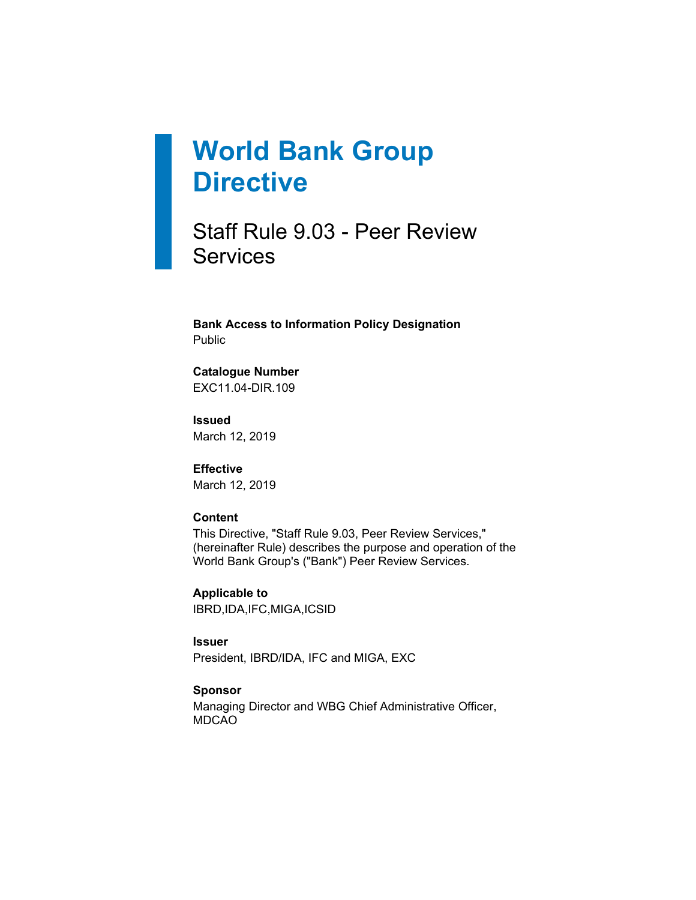# World Bank Group Directive

## Staff Rule 9.03 - Peer Review Services

**Bank Access to Information Policy Designation**
Public

**Catalogue Number**
EXC11.04-DIR.109

**Issued**
March 12, 2019

**Effective**
March 12, 2019

**Content**
This Directive, "Staff Rule 9.03, Peer Review Services," (hereinafter Rule) describes the purpose and operation of the World Bank Group's ("Bank") Peer Review Services.

**Applicable to**
IBRD,IDA,IFC,MIGA,ICSID

**Issuer**
President, IBRD/IDA, IFC and MIGA, EXC

**Sponsor**
Managing Director and WBG Chief Administrative Officer, MDCAO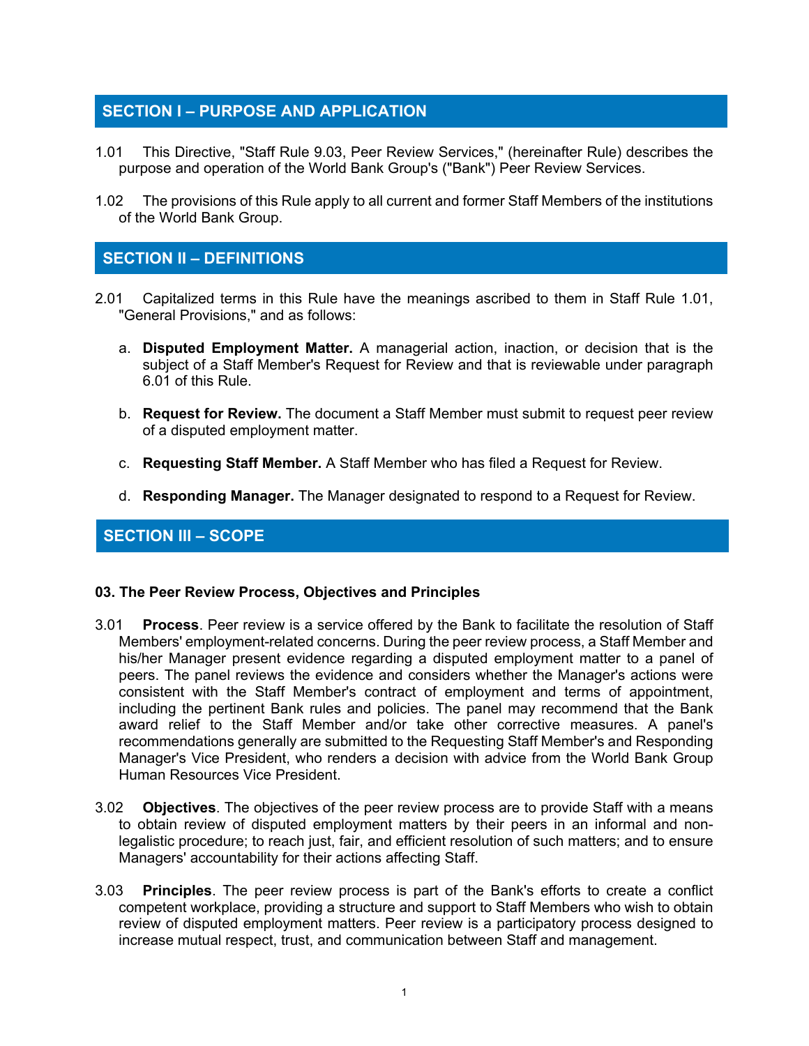## SECTION I – PURPOSE AND APPLICATION

1.01 This Directive, "Staff Rule 9.03, Peer Review Services," (hereinafter Rule) describes the purpose and operation of the World Bank Group's ("Bank") Peer Review Services.

1.02 The provisions of this Rule apply to all current and former Staff Members of the institutions of the World Bank Group.

## SECTION II – DEFINITIONS

2.01 Capitalized terms in this Rule have the meanings ascribed to them in Staff Rule 1.01, "General Provisions," and as follows:

a. **Disputed Employment Matter.** A managerial action, inaction, or decision that is the subject of a Staff Member's Request for Review and that is reviewable under paragraph 6.01 of this Rule.

b. **Request for Review.** The document a Staff Member must submit to request peer review of a disputed employment matter.

c. **Requesting Staff Member.** A Staff Member who has filed a Request for Review.

d. **Responding Manager.** The Manager designated to respond to a Request for Review.

## SECTION III – SCOPE

### 03. The Peer Review Process, Objectives and Principles

3.01 **Process**. Peer review is a service offered by the Bank to facilitate the resolution of Staff Members' employment-related concerns. During the peer review process, a Staff Member and his/her Manager present evidence regarding a disputed employment matter to a panel of peers. The panel reviews the evidence and considers whether the Manager's actions were consistent with the Staff Member's contract of employment and terms of appointment, including the pertinent Bank rules and policies. The panel may recommend that the Bank award relief to the Staff Member and/or take other corrective measures. A panel's recommendations generally are submitted to the Requesting Staff Member's and Responding Manager's Vice President, who renders a decision with advice from the World Bank Group Human Resources Vice President.

3.02 **Objectives**. The objectives of the peer review process are to provide Staff with a means to obtain review of disputed employment matters by their peers in an informal and non-legalistic procedure; to reach just, fair, and efficient resolution of such matters; and to ensure Managers' accountability for their actions affecting Staff.

3.03 **Principles**. The peer review process is part of the Bank's efforts to create a conflict competent workplace, providing a structure and support to Staff Members who wish to obtain review of disputed employment matters. Peer review is a participatory process designed to increase mutual respect, trust, and communication between Staff and management.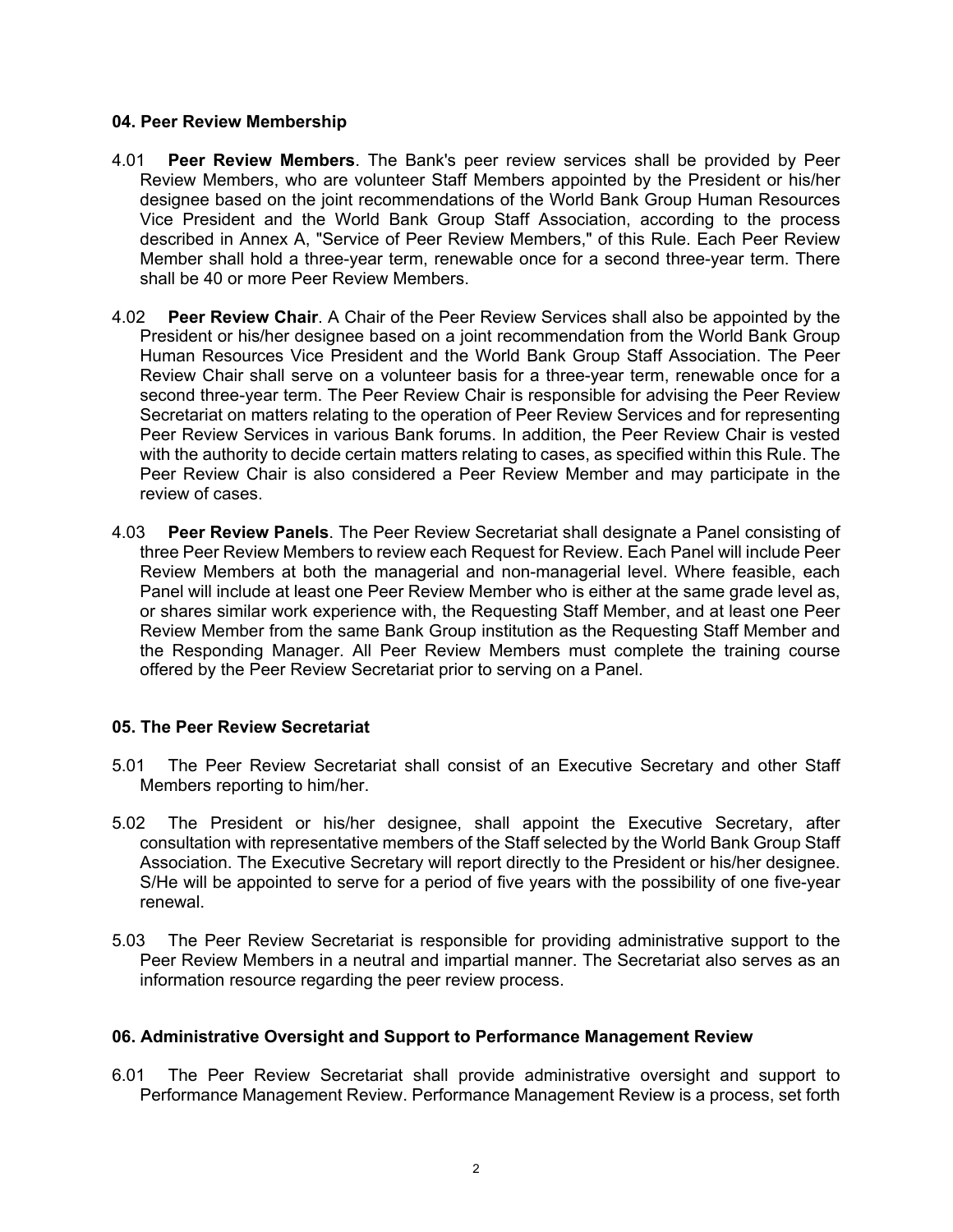## 04. Peer Review Membership

4.01 **Peer Review Members**. The Bank's peer review services shall be provided by Peer Review Members, who are volunteer Staff Members appointed by the President or his/her designee based on the joint recommendations of the World Bank Group Human Resources Vice President and the World Bank Group Staff Association, according to the process described in Annex A, "Service of Peer Review Members," of this Rule. Each Peer Review Member shall hold a three-year term, renewable once for a second three-year term. There shall be 40 or more Peer Review Members.

4.02 **Peer Review Chair**. A Chair of the Peer Review Services shall also be appointed by the President or his/her designee based on a joint recommendation from the World Bank Group Human Resources Vice President and the World Bank Group Staff Association. The Peer Review Chair shall serve on a volunteer basis for a three-year term, renewable once for a second three-year term. The Peer Review Chair is responsible for advising the Peer Review Secretariat on matters relating to the operation of Peer Review Services and for representing Peer Review Services in various Bank forums. In addition, the Peer Review Chair is vested with the authority to decide certain matters relating to cases, as specified within this Rule. The Peer Review Chair is also considered a Peer Review Member and may participate in the review of cases.

4.03 **Peer Review Panels**. The Peer Review Secretariat shall designate a Panel consisting of three Peer Review Members to review each Request for Review. Each Panel will include Peer Review Members at both the managerial and non-managerial level. Where feasible, each Panel will include at least one Peer Review Member who is either at the same grade level as, or shares similar work experience with, the Requesting Staff Member, and at least one Peer Review Member from the same Bank Group institution as the Requesting Staff Member and the Responding Manager. All Peer Review Members must complete the training course offered by the Peer Review Secretariat prior to serving on a Panel.

## 05. The Peer Review Secretariat

5.01 The Peer Review Secretariat shall consist of an Executive Secretary and other Staff Members reporting to him/her.

5.02 The President or his/her designee, shall appoint the Executive Secretary, after consultation with representative members of the Staff selected by the World Bank Group Staff Association. The Executive Secretary will report directly to the President or his/her designee. S/He will be appointed to serve for a period of five years with the possibility of one five-year renewal.

5.03 The Peer Review Secretariat is responsible for providing administrative support to the Peer Review Members in a neutral and impartial manner. The Secretariat also serves as an information resource regarding the peer review process.

## 06. Administrative Oversight and Support to Performance Management Review

6.01 The Peer Review Secretariat shall provide administrative oversight and support to Performance Management Review. Performance Management Review is a process, set forth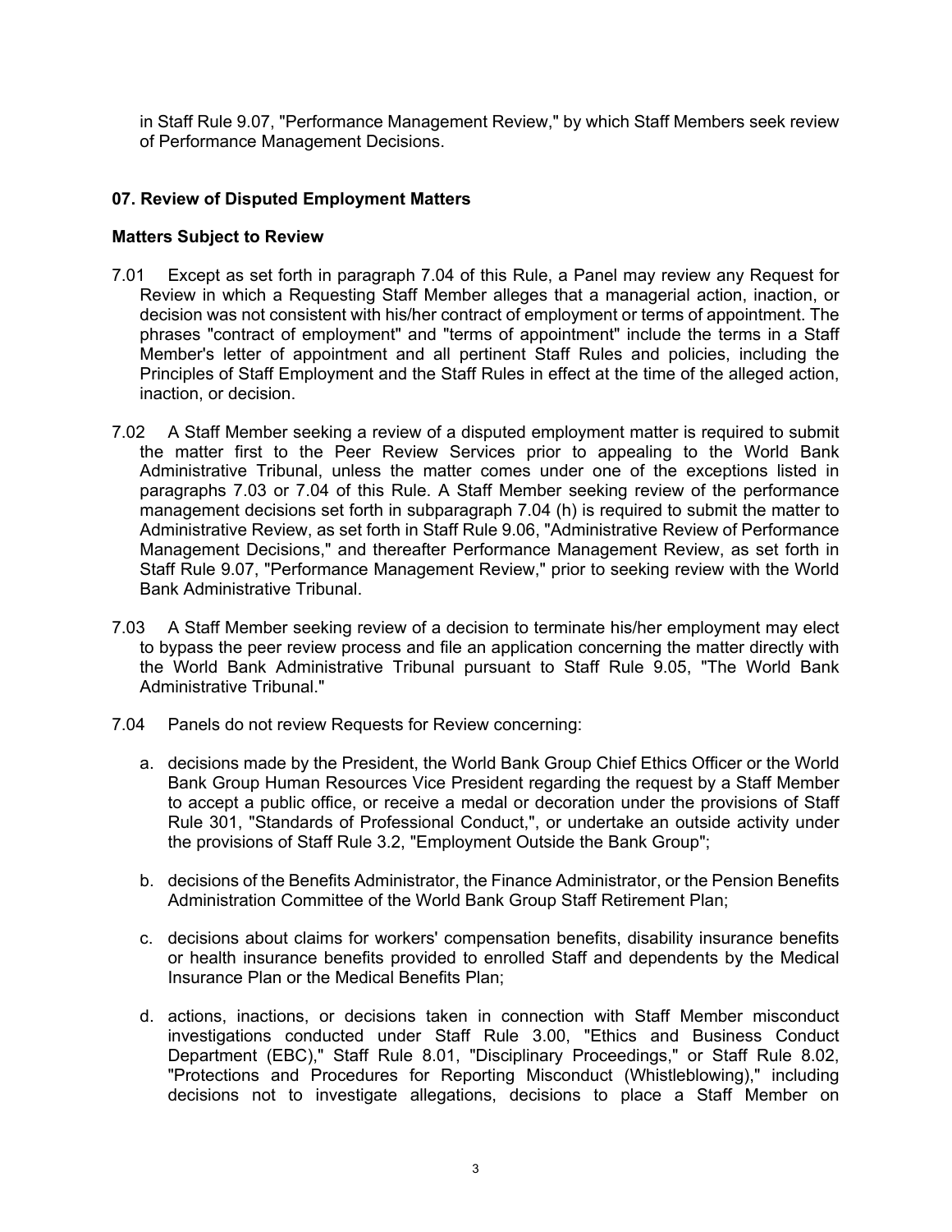in Staff Rule 9.07, "Performance Management Review," by which Staff Members seek review of Performance Management Decisions.

## 07. Review of Disputed Employment Matters

### Matters Subject to Review

7.01 Except as set forth in paragraph 7.04 of this Rule, a Panel may review any Request for Review in which a Requesting Staff Member alleges that a managerial action, inaction, or decision was not consistent with his/her contract of employment or terms of appointment. The phrases "contract of employment" and "terms of appointment" include the terms in a Staff Member's letter of appointment and all pertinent Staff Rules and policies, including the Principles of Staff Employment and the Staff Rules in effect at the time of the alleged action, inaction, or decision.

7.02 A Staff Member seeking a review of a disputed employment matter is required to submit the matter first to the Peer Review Services prior to appealing to the World Bank Administrative Tribunal, unless the matter comes under one of the exceptions listed in paragraphs 7.03 or 7.04 of this Rule. A Staff Member seeking review of the performance management decisions set forth in subparagraph 7.04 (h) is required to submit the matter to Administrative Review, as set forth in Staff Rule 9.06, "Administrative Review of Performance Management Decisions," and thereafter Performance Management Review, as set forth in Staff Rule 9.07, "Performance Management Review," prior to seeking review with the World Bank Administrative Tribunal.

7.03 A Staff Member seeking review of a decision to terminate his/her employment may elect to bypass the peer review process and file an application concerning the matter directly with the World Bank Administrative Tribunal pursuant to Staff Rule 9.05, "The World Bank Administrative Tribunal."

7.04 Panels do not review Requests for Review concerning:

a. decisions made by the President, the World Bank Group Chief Ethics Officer or the World Bank Group Human Resources Vice President regarding the request by a Staff Member to accept a public office, or receive a medal or decoration under the provisions of Staff Rule 301, "Standards of Professional Conduct,", or undertake an outside activity under the provisions of Staff Rule 3.2, "Employment Outside the Bank Group";

b. decisions of the Benefits Administrator, the Finance Administrator, or the Pension Benefits Administration Committee of the World Bank Group Staff Retirement Plan;

c. decisions about claims for workers' compensation benefits, disability insurance benefits or health insurance benefits provided to enrolled Staff and dependents by the Medical Insurance Plan or the Medical Benefits Plan;

d. actions, inactions, or decisions taken in connection with Staff Member misconduct investigations conducted under Staff Rule 3.00, "Ethics and Business Conduct Department (EBC)," Staff Rule 8.01, "Disciplinary Proceedings," or Staff Rule 8.02, "Protections and Procedures for Reporting Misconduct (Whistleblowing)," including decisions not to investigate allegations, decisions to place a Staff Member on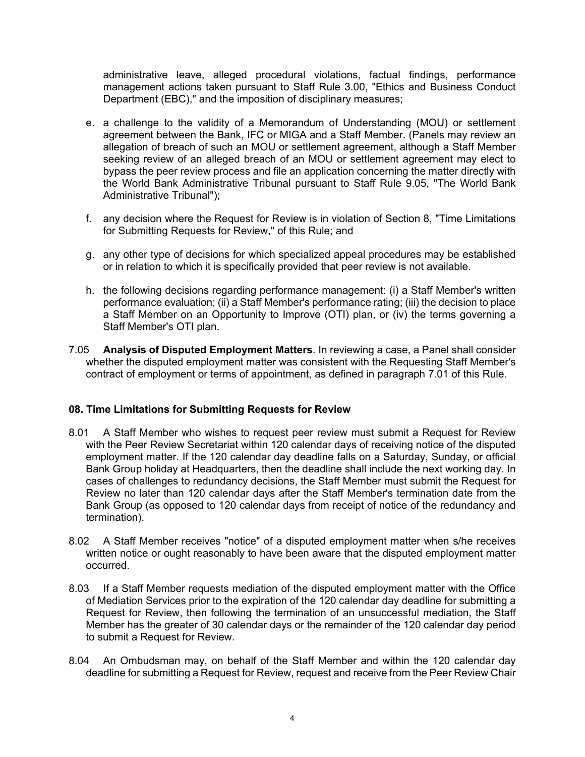administrative leave, alleged procedural violations, factual findings, performance management actions taken pursuant to Staff Rule 3.00, "Ethics and Business Conduct Department (EBC)," and the imposition of disciplinary measures;

e. a challenge to the validity of a Memorandum of Understanding (MOU) or settlement agreement between the Bank, IFC or MIGA and a Staff Member. (Panels may review an allegation of breach of such an MOU or settlement agreement, although a Staff Member seeking review of an alleged breach of an MOU or settlement agreement may elect to bypass the peer review process and file an application concerning the matter directly with the World Bank Administrative Tribunal pursuant to Staff Rule 9.05, "The World Bank Administrative Tribunal");

f. any decision where the Request for Review is in violation of Section 8, "Time Limitations for Submitting Requests for Review," of this Rule; and

g. any other type of decisions for which specialized appeal procedures may be established or in relation to which it is specifically provided that peer review is not available.

h. the following decisions regarding performance management: (i) a Staff Member's written performance evaluation; (ii) a Staff Member's performance rating; (iii) the decision to place a Staff Member on an Opportunity to Improve (OTI) plan, or (iv) the terms governing a Staff Member's OTI plan.

7.05 **Analysis of Disputed Employment Matters**. In reviewing a case, a Panel shall consider whether the disputed employment matter was consistent with the Requesting Staff Member's contract of employment or terms of appointment, as defined in paragraph 7.01 of this Rule.

**08. Time Limitations for Submitting Requests for Review**

8.01 A Staff Member who wishes to request peer review must submit a Request for Review with the Peer Review Secretariat within 120 calendar days of receiving notice of the disputed employment matter. If the 120 calendar day deadline falls on a Saturday, Sunday, or official Bank Group holiday at Headquarters, then the deadline shall include the next working day. In cases of challenges to redundancy decisions, the Staff Member must submit the Request for Review no later than 120 calendar days after the Staff Member's termination date from the Bank Group (as opposed to 120 calendar days from receipt of notice of the redundancy and termination).

8.02 A Staff Member receives "notice" of a disputed employment matter when s/he receives written notice or ought reasonably to have been aware that the disputed employment matter occurred.

8.03 If a Staff Member requests mediation of the disputed employment matter with the Office of Mediation Services prior to the expiration of the 120 calendar day deadline for submitting a Request for Review, then following the termination of an unsuccessful mediation, the Staff Member has the greater of 30 calendar days or the remainder of the 120 calendar day period to submit a Request for Review.

8.04 An Ombudsman may, on behalf of the Staff Member and within the 120 calendar day deadline for submitting a Request for Review, request and receive from the Peer Review Chair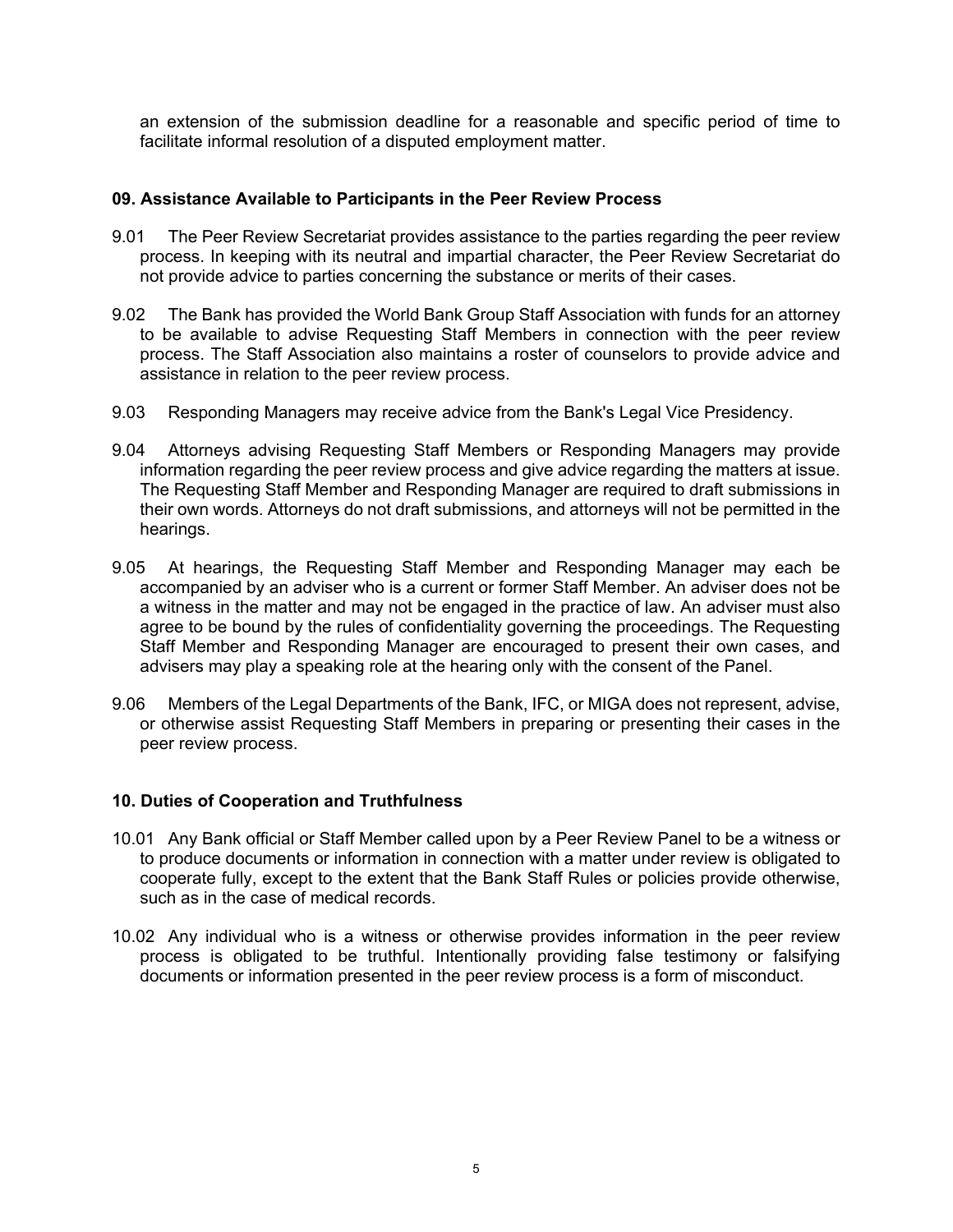an extension of the submission deadline for a reasonable and specific period of time to facilitate informal resolution of a disputed employment matter.

## 09. Assistance Available to Participants in the Peer Review Process

9.01 The Peer Review Secretariat provides assistance to the parties regarding the peer review process. In keeping with its neutral and impartial character, the Peer Review Secretariat do not provide advice to parties concerning the substance or merits of their cases.

9.02 The Bank has provided the World Bank Group Staff Association with funds for an attorney to be available to advise Requesting Staff Members in connection with the peer review process. The Staff Association also maintains a roster of counselors to provide advice and assistance in relation to the peer review process.

9.03 Responding Managers may receive advice from the Bank's Legal Vice Presidency.

9.04 Attorneys advising Requesting Staff Members or Responding Managers may provide information regarding the peer review process and give advice regarding the matters at issue. The Requesting Staff Member and Responding Manager are required to draft submissions in their own words. Attorneys do not draft submissions, and attorneys will not be permitted in the hearings.

9.05 At hearings, the Requesting Staff Member and Responding Manager may each be accompanied by an adviser who is a current or former Staff Member. An adviser does not be a witness in the matter and may not be engaged in the practice of law. An adviser must also agree to be bound by the rules of confidentiality governing the proceedings. The Requesting Staff Member and Responding Manager are encouraged to present their own cases, and advisers may play a speaking role at the hearing only with the consent of the Panel.

9.06 Members of the Legal Departments of the Bank, IFC, or MIGA does not represent, advise, or otherwise assist Requesting Staff Members in preparing or presenting their cases in the peer review process.

## 10. Duties of Cooperation and Truthfulness

10.01 Any Bank official or Staff Member called upon by a Peer Review Panel to be a witness or to produce documents or information in connection with a matter under review is obligated to cooperate fully, except to the extent that the Bank Staff Rules or policies provide otherwise, such as in the case of medical records.

10.02 Any individual who is a witness or otherwise provides information in the peer review process is obligated to be truthful. Intentionally providing false testimony or falsifying documents or information presented in the peer review process is a form of misconduct.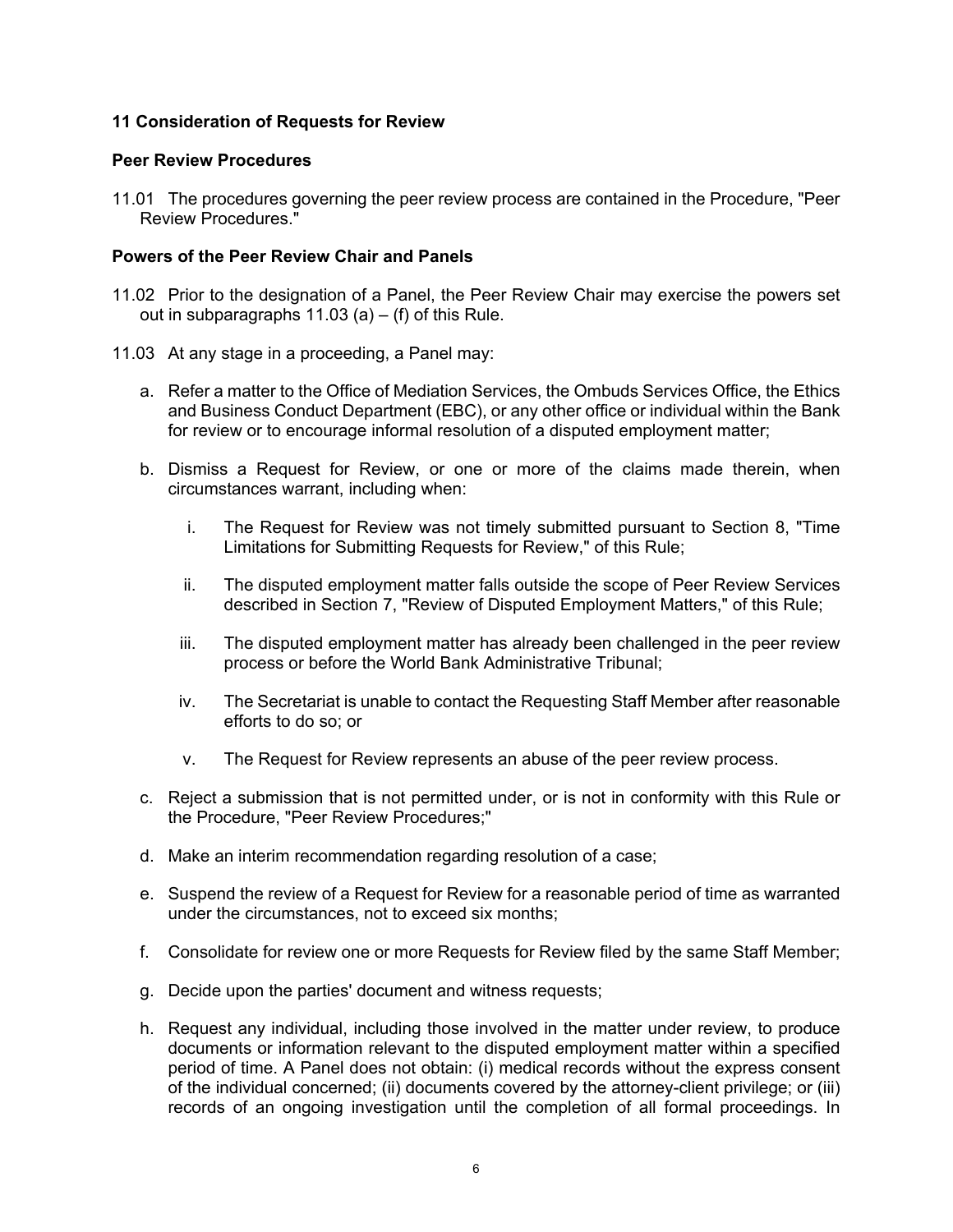## 11 Consideration of Requests for Review

### Peer Review Procedures

11.01 The procedures governing the peer review process are contained in the Procedure, "Peer Review Procedures."

### Powers of the Peer Review Chair and Panels

11.02 Prior to the designation of a Panel, the Peer Review Chair may exercise the powers set out in subparagraphs 11.03 (a) – (f) of this Rule.

11.03 At any stage in a proceeding, a Panel may:

a. Refer a matter to the Office of Mediation Services, the Ombuds Services Office, the Ethics and Business Conduct Department (EBC), or any other office or individual within the Bank for review or to encourage informal resolution of a disputed employment matter;

b. Dismiss a Request for Review, or one or more of the claims made therein, when circumstances warrant, including when:

   i. The Request for Review was not timely submitted pursuant to Section 8, "Time Limitations for Submitting Requests for Review," of this Rule;

   ii. The disputed employment matter falls outside the scope of Peer Review Services described in Section 7, "Review of Disputed Employment Matters," of this Rule;

   iii. The disputed employment matter has already been challenged in the peer review process or before the World Bank Administrative Tribunal;

   iv. The Secretariat is unable to contact the Requesting Staff Member after reasonable efforts to do so; or

   v. The Request for Review represents an abuse of the peer review process.

c. Reject a submission that is not permitted under, or is not in conformity with this Rule or the Procedure, "Peer Review Procedures;"

d. Make an interim recommendation regarding resolution of a case;

e. Suspend the review of a Request for Review for a reasonable period of time as warranted under the circumstances, not to exceed six months;

f. Consolidate for review one or more Requests for Review filed by the same Staff Member;

g. Decide upon the parties' document and witness requests;

h. Request any individual, including those involved in the matter under review, to produce documents or information relevant to the disputed employment matter within a specified period of time. A Panel does not obtain: (i) medical records without the express consent of the individual concerned; (ii) documents covered by the attorney-client privilege; or (iii) records of an ongoing investigation until the completion of all formal proceedings. In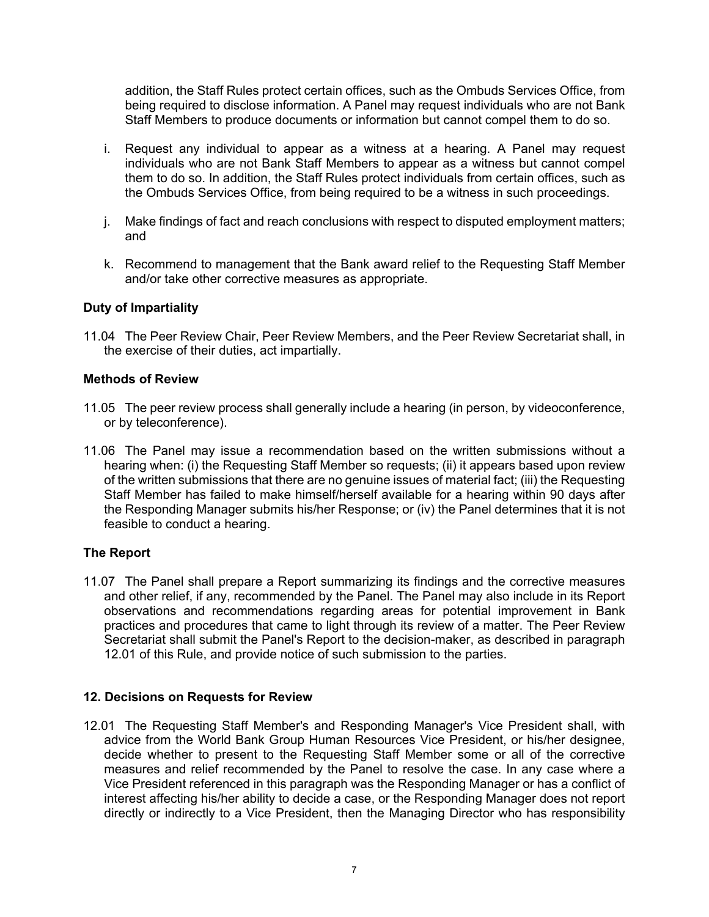addition, the Staff Rules protect certain offices, such as the Ombuds Services Office, from being required to disclose information. A Panel may request individuals who are not Bank Staff Members to produce documents or information but cannot compel them to do so.

i. Request any individual to appear as a witness at a hearing. A Panel may request individuals who are not Bank Staff Members to appear as a witness but cannot compel them to do so. In addition, the Staff Rules protect individuals from certain offices, such as the Ombuds Services Office, from being required to be a witness in such proceedings.

j. Make findings of fact and reach conclusions with respect to disputed employment matters; and

k. Recommend to management that the Bank award relief to the Requesting Staff Member and/or take other corrective measures as appropriate.

**Duty of Impartiality**

11.04 The Peer Review Chair, Peer Review Members, and the Peer Review Secretariat shall, in the exercise of their duties, act impartially.

**Methods of Review**

11.05 The peer review process shall generally include a hearing (in person, by videoconference, or by teleconference).

11.06 The Panel may issue a recommendation based on the written submissions without a hearing when: (i) the Requesting Staff Member so requests; (ii) it appears based upon review of the written submissions that there are no genuine issues of material fact; (iii) the Requesting Staff Member has failed to make himself/herself available for a hearing within 90 days after the Responding Manager submits his/her Response; or (iv) the Panel determines that it is not feasible to conduct a hearing.

**The Report**

11.07 The Panel shall prepare a Report summarizing its findings and the corrective measures and other relief, if any, recommended by the Panel. The Panel may also include in its Report observations and recommendations regarding areas for potential improvement in Bank practices and procedures that came to light through its review of a matter. The Peer Review Secretariat shall submit the Panel's Report to the decision-maker, as described in paragraph 12.01 of this Rule, and provide notice of such submission to the parties.

**12. Decisions on Requests for Review**

12.01 The Requesting Staff Member's and Responding Manager's Vice President shall, with advice from the World Bank Group Human Resources Vice President, or his/her designee, decide whether to present to the Requesting Staff Member some or all of the corrective measures and relief recommended by the Panel to resolve the case. In any case where a Vice President referenced in this paragraph was the Responding Manager or has a conflict of interest affecting his/her ability to decide a case, or the Responding Manager does not report directly or indirectly to a Vice President, then the Managing Director who has responsibility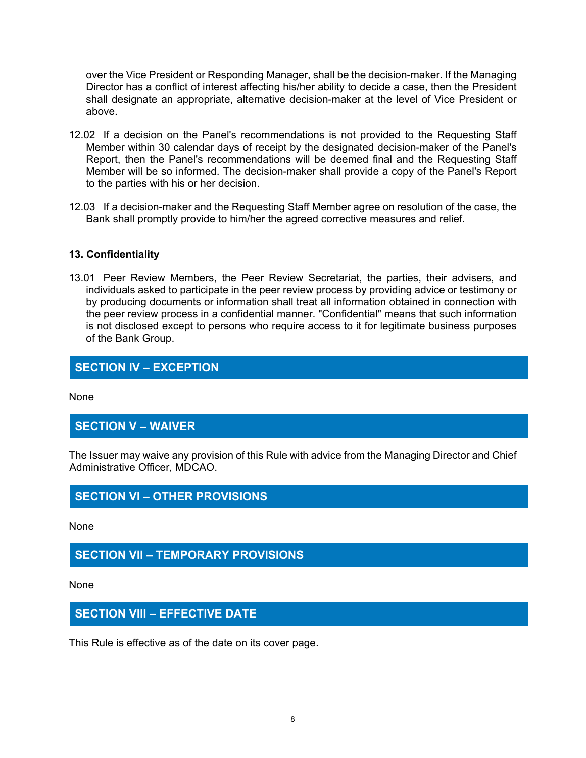over the Vice President or Responding Manager, shall be the decision-maker. If the Managing Director has a conflict of interest affecting his/her ability to decide a case, then the President shall designate an appropriate, alternative decision-maker at the level of Vice President or above.

12.02 If a decision on the Panel's recommendations is not provided to the Requesting Staff Member within 30 calendar days of receipt by the designated decision-maker of the Panel's Report, then the Panel's recommendations will be deemed final and the Requesting Staff Member will be so informed. The decision-maker shall provide a copy of the Panel's Report to the parties with his or her decision.

12.03 If a decision-maker and the Requesting Staff Member agree on resolution of the case, the Bank shall promptly provide to him/her the agreed corrective measures and relief.

**13. Confidentiality**

13.01 Peer Review Members, the Peer Review Secretariat, the parties, their advisers, and individuals asked to participate in the peer review process by providing advice or testimony or by producing documents or information shall treat all information obtained in connection with the peer review process in a confidential manner. "Confidential" means that such information is not disclosed except to persons who require access to it for legitimate business purposes of the Bank Group.

## SECTION IV – EXCEPTION

None

## SECTION V – WAIVER

The Issuer may waive any provision of this Rule with advice from the Managing Director and Chief Administrative Officer, MDCAO.

## SECTION VI – OTHER PROVISIONS

None

## SECTION VII – TEMPORARY PROVISIONS

None

## SECTION VIII – EFFECTIVE DATE

This Rule is effective as of the date on its cover page.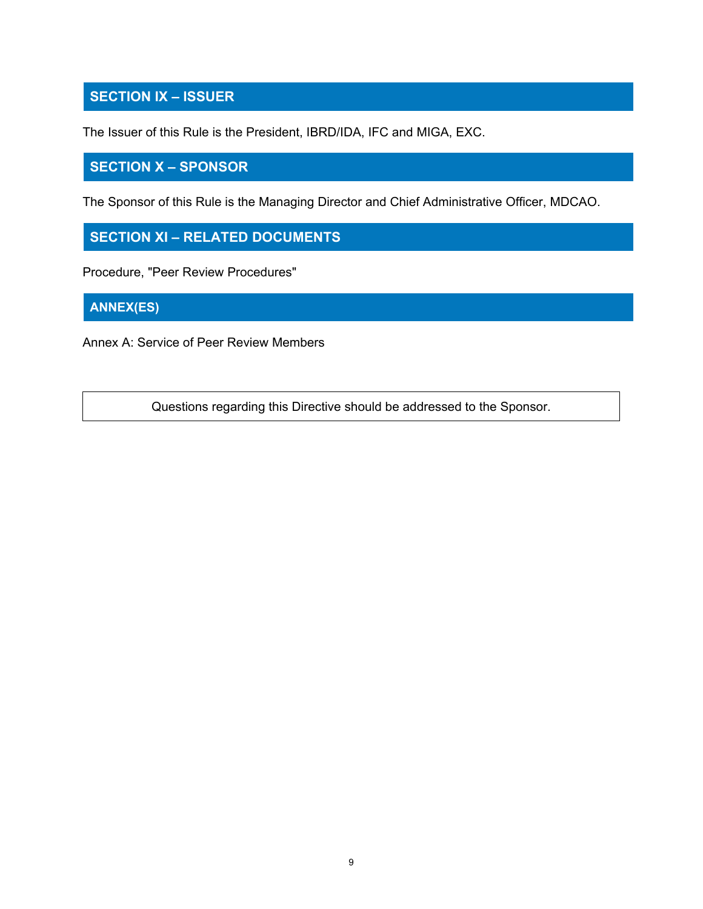## SECTION IX – ISSUER

The Issuer of this Rule is the President, IBRD/IDA, IFC and MIGA, EXC.

## SECTION X – SPONSOR

The Sponsor of this Rule is the Managing Director and Chief Administrative Officer, MDCAO.

## SECTION XI – RELATED DOCUMENTS

Procedure, "Peer Review Procedures"

## ANNEX(ES)

Annex A: Service of Peer Review Members

Questions regarding this Directive should be addressed to the Sponsor.